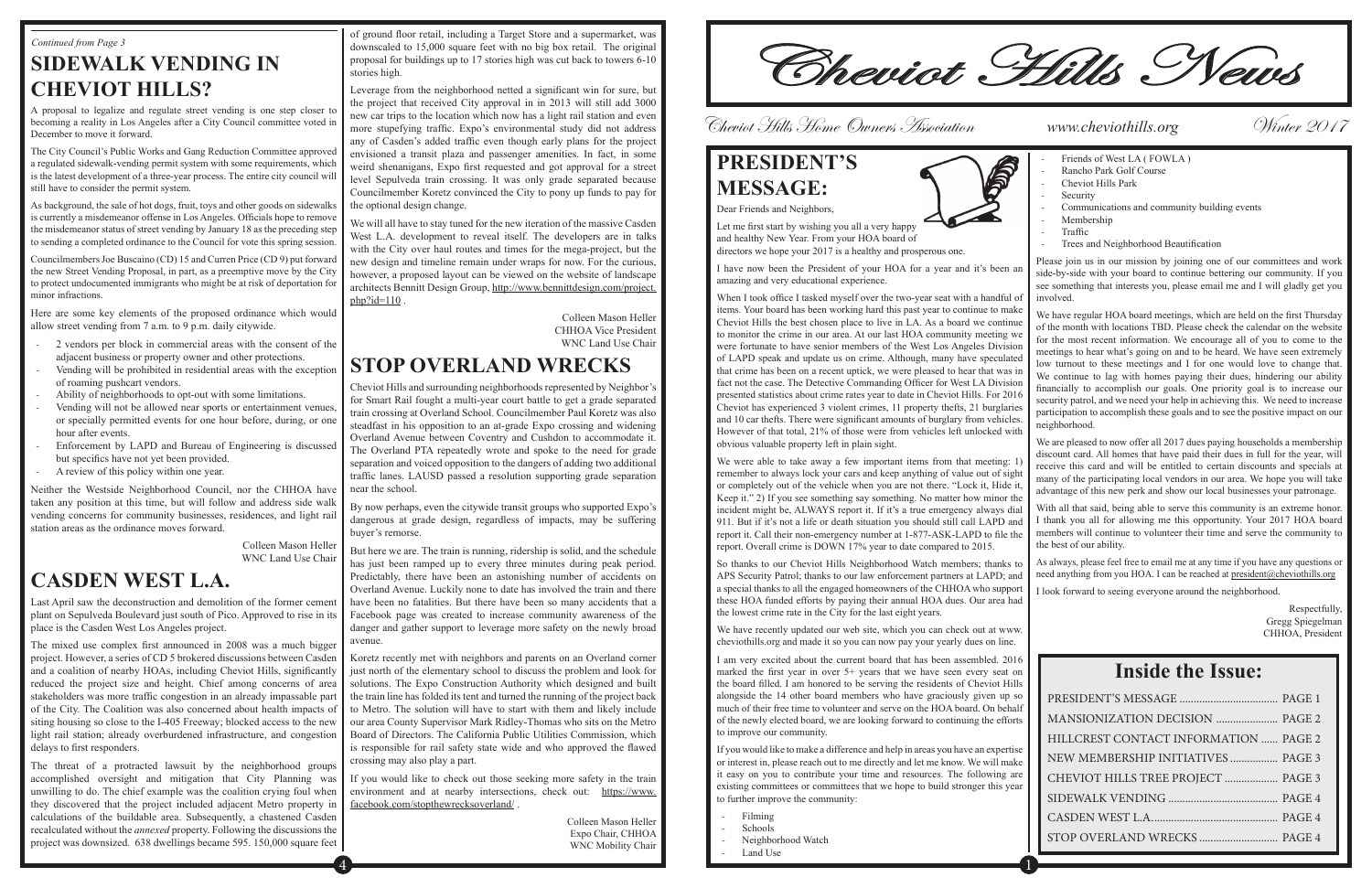*Continued from Page 3*

## SIDEWALK VENDING IN CHEVIOT HILLS?

A proposal to legalize and regulate street vending is one step closer to becoming a reality in Los Angeles after a City Council committee voted in December to move it forward.

The City Council's Public Works and Gang Reduction Committee approved a regulated sidewalk-vending permit system with some requirements, which is the latest development of a three-year process. The entire city council will still have to consider the permit system.

As background, the sale of hot dogs, fruit, toys and other goods on sidewalks is currently a misdemeanor offense in Los Angeles. Officials hope to remove the misdemeanor status of street vending by January 18 as the preceding step to sending a completed ordinance to the Council for vote this spring session.

Councilmembers Joe Buscaino (CD) 15 and Curren Price (CD 9) put forward the new Street Vending Proposal, in part, as a preemptive move by the City to protect undocumented immigrants who might be at risk of deportation for minor infractions.

Here are some key elements of the proposed ordinance which would allow street vending from 7 a.m. to 9 p.m. daily citywide.

- 2 vendors per block in commercial areas with the consent of the adjacent business or property owner and other protections.
- Vending will be prohibited in residential areas with the exception of roaming pushcart vendors.
- Ability of neighborhoods to opt-out with some limitations.
- Vending will not be allowed near sports or entertainment venues, or specially permitted events for one hour before, during, or one hour after events.
- Enforcement by LAPD and Bureau of Engineering is discussed but specifics have not yet been provided.
- A review of this policy within one year.

Neither the Westside Neighborhood Council, nor the CHHOA have taken any position at this time, but will follow and address side walk vending concerns for community businesses, residences, and light rail station areas as the ordinance moves forward.

Colleen Mason Heller
WNC Land Use Chair

## CASDEN WEST L.A.

Last April saw the deconstruction and demolition of the former cement plant on Sepulveda Boulevard just south of Pico. Approved to rise in its place is the Casden West Los Angeles project.

The mixed use complex first announced in 2008 was a much bigger project. However, a series of CD 5 brokered discussions between Casden and a coalition of nearby HOAs, including Cheviot Hills, significantly reduced the project size and height. Chief among concerns of area stakeholders was more traffic congestion in an already impassable part of the City. The Coalition was also concerned about health impacts of siting housing so close to the I-405 Freeway; blocked access to the new light rail station; already overburdened infrastructure, and congestion delays to first responders.

The threat of a protracted lawsuit by the neighborhood groups accomplished oversight and mitigation that City Planning was unwilling to do. The chief example was the coalition crying foul when they discovered that the project included adjacent Metro property in calculations of the buildable area. Subsequently, a chastened Casden recalculated without the *annexed* property. Following the discussions the project was downsized. 638 dwellings became 595. 150,000 square feet of ground floor retail, including a Target Store and a supermarket, was downscaled to 15,000 square feet with no big box retail. The original proposal for buildings up to 17 stories high was cut back to towers 6-10 stories high.

Leverage from the neighborhood netted a significant win for sure, but the project that received City approval in in 2013 will still add 3000 new car trips to the location which now has a light rail station and even more stupefying traffic. Expo's environmental study did not address any of Casden's added traffic even though early plans for the project envisioned a transit plaza and passenger amenities. In fact, in some weird shenanigans, Expo first requested and got approval for a street level Sepulveda train crossing. It was only grade separated because Councilmember Koretz convinced the City to pony up funds to pay for the optional design change.

We will all have to stay tuned for the new iteration of the massive Casden West L.A. development to reveal itself. The developers are in talks with the City over haul routes and times for the mega-project, but the new design and timeline remain under wraps for now. For the curious, however, a proposed layout can be viewed on the website of landscape architects Bennitt Design Group, http://www.bennittdesign.com/project.php?id=110 .

Colleen Mason Heller
CHHOA Vice President
WNC Land Use Chair

## STOP OVERLAND WRECKS

Cheviot Hills and surrounding neighborhoods represented by Neighbor's for Smart Rail fought a multi-year court battle to get a grade separated train crossing at Overland School. Councilmember Paul Koretz was also steadfast in his opposition to an at-grade Expo crossing and widening Overland Avenue between Coventry and Cushdon to accommodate it. The Overland PTA repeatedly wrote and spoke to the need for grade separation and voiced opposition to the dangers of adding two additional traffic lanes. LAUSD passed a resolution supporting grade separation near the school.

By now perhaps, even the citywide transit groups who supported Expo's dangerous at grade design, regardless of impacts, may be suffering buyer's remorse.

But here we are. The train is running, ridership is solid, and the schedule has just been ramped up to every three minutes during peak period. Predictably, there have been an astonishing number of accidents on Overland Avenue. Luckily none to date has involved the train and there have been no fatalities. But there have been so many accidents that a Facebook page was created to increase community awareness of the danger and gather support to leverage more safety on the newly broad avenue.

Koretz recently met with neighbors and parents on an Overland corner just north of the elementary school to discuss the problem and look for solutions. The Expo Construction Authority which designed and built the train line has folded its tent and turned the running of the project back to Metro. The solution will have to start with them and likely include our area County Supervisor Mark Ridley-Thomas who sits on the Metro Board of Directors. The California Public Utilities Commission, which is responsible for rail safety state wide and who approved the flawed crossing may also play a part.

If you would like to check out those seeking more safety in the train environment and at nearby intersections, check out: https://www.facebook.com/stopthewrecksoverland/ .

Colleen Mason Heller
Expo Chair, CHHOA
WNC Mobility Chair

# Cheviot Hills News

*Cheviot Hills Home Owners Association* — www.cheviothills.org — *Winter 2017*

## PRESIDENT'S MESSAGE:

Dear Friends and Neighbors,

Let me first start by wishing you all a very happy and healthy New Year. From your HOA board of directors we hope your 2017 is a healthy and prosperous one.

I have now been the President of your HOA for a year and it's been an amazing and very educational experience.

When I took office I tasked myself over the two-year seat with a handful of items. Your board has been working hard this past year to continue to make Cheviot Hills the best chosen place to live in LA. As a board we continue to monitor the crime in our area. At our last HOA community meeting we were fortunate to have senior members of the West Los Angeles Division of LAPD speak and update us on crime. Although, many have speculated that crime has been on a recent uptick, we were pleased to hear that was in fact not the case. The Detective Commanding Officer for West LA Division presented statistics about crime rates year to date in Cheviot Hills. For 2016 Cheviot has experienced 3 violent crimes, 11 property thefts, 21 burglaries and 10 car thefts. There were significant amounts of burglary from vehicles. However of that total, 21% of those were from vehicles left unlocked with obvious valuable property left in plain sight.

We were able to take away a few important items from that meeting: 1) remember to always lock your cars and keep anything of value out of sight or completely out of the vehicle when you are not there. "Lock it, Hide it, Keep it." 2) If you see something say something. No matter how minor the incident might be, ALWAYS report it. If it's a true emergency always dial 911. But if it's not a life or death situation you should still call LAPD and report it. Call their non-emergency number at 1-877-ASK-LAPD to file the report. Overall crime is DOWN 17% year to date compared to 2015.

So thanks to our Cheviot Hills Neighborhood Watch members; thanks to APS Security Patrol; thanks to our law enforcement partners at LAPD; and a special thanks to all the engaged homeowners of the CHHOA who support these HOA funded efforts by paying their annual HOA dues. Our area had the lowest crime rate in the City for the last eight years.

We have recently updated our web site, which you can check out at www.cheviothills.org and made it so you can now pay your yearly dues on line.

I am very excited about the current board that has been assembled. 2016 marked the first year in over 5+ years that we have seen every seat on the board filled. I am honored to be serving the residents of Cheviot Hills alongside the 14 other board members who have graciously given up so much of their free time to volunteer and serve on the HOA board. On behalf of the newly elected board, we are looking forward to continuing the efforts to improve our community.

If you would like to make a difference and help in areas you have an expertise or interest in, please reach out to me directly and let me know. We will make it easy on you to contribute your time and resources. The following are existing committees or committees that we hope to build stronger this year to further improve the community:

- Filming
- Schools
- Neighborhood Watch
- Land Use
- Friends of West LA ( FOWLA )
- Rancho Park Golf Course
- Cheviot Hills Park
- Security
- Communications and community building events
- Membership
- Traffic
- Trees and Neighborhood Beautification

Please join us in our mission by joining one of our committees and work side-by-side with your board to continue bettering our community. If you see something that interests you, please email me and I will gladly get you involved.

We have regular HOA board meetings, which are held on the first Thursday of the month with locations TBD. Please check the calendar on the website for the most recent information. We encourage all of you to come to the meetings to hear what's going on and to be heard. We have seen extremely low turnout to these meetings and I for one would love to change that. We continue to lag with homes paying their dues, hindering our ability financially to accomplish our goals. One priority goal is to increase our security patrol, and we need your help in achieving this. We need to increase participation to accomplish these goals and to see the positive impact on our neighborhood.

We are pleased to now offer all 2017 dues paying households a membership discount card. All homes that have paid their dues in full for the year, will receive this card and will be entitled to certain discounts and specials at many of the participating local vendors in our area. We hope you will take advantage of this new perk and show our local businesses your patronage.

With all that said, being able to serve this community is an extreme honor. I thank you all for allowing me this opportunity. Your 2017 HOA board members will continue to volunteer their time and serve the community to the best of our ability.

As always, please feel free to email me at any time if you have any questions or need anything from you HOA. I can be reached at president@cheviothills.org

I look forward to seeing everyone around the neighborhood.

Respectfully,
Gregg Spiegelman
CHHOA, President

## Inside the Issue:

| | |
|---|---|
| PRESIDENT'S MESSAGE | PAGE 1 |
| MANSIONIZATION DECISION | PAGE 2 |
| HILLCREST CONTACT INFORMATION | PAGE 2 |
| NEW MEMBERSHIP INITIATIVES | PAGE 3 |
| CHEVIOT HILLS TREE PROJECT | PAGE 3 |
| SIDEWALK VENDING | PAGE 4 |
| CASDEN WEST L.A. | PAGE 4 |
| STOP OVERLAND WRECKS | PAGE 4 |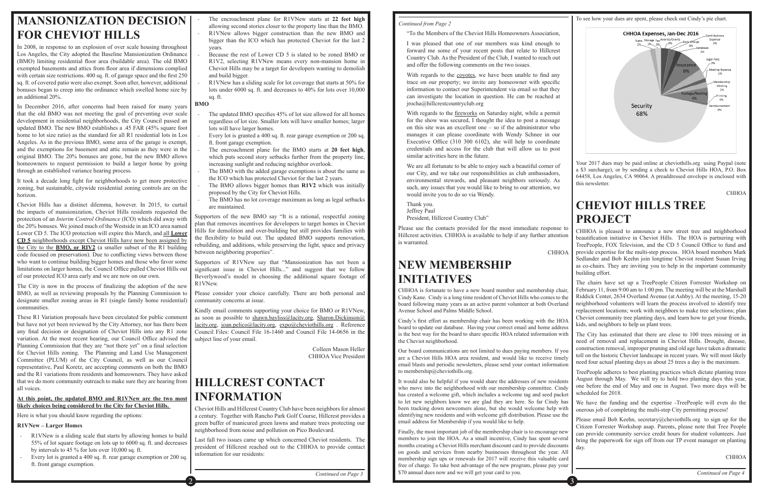# MANSIONIZATION DECISION FOR CHEVIOT HILLS

In 2008, in response to an explosion of over scale housing throughout Los Angeles, the City adopted the Baseline Mansionization Ordinance (BMO) limiting residential floor area (buildable area). The old BMO exempted basements and attics from floor area if dimensions complied with certain size restrictions. 400 sq. ft. of garage space and the first 250 sq. ft. of covered patio were also exempt. Soon after, however, additional bonuses began to creep into the ordinance which swelled home size by an additional 20%.

In December 2016, after concerns had been raised for many years that the old BMO was not meeting the goal of preventing over scale development in residential neighborhoods, the City Council passed an updated BMO. The new BMO establishes a .45 FAR (45% square foot home to lot size ratio) as the standard for all R1 residential lots in Los Angeles. As in the previous BMO, some area of the garage is exempt, and the exemptions for basement and attic remain as they were in the original BMO. The 20% bonuses are gone, but the new BMO allows homeowners to request permission to build a larger home by going through an established variance hearing process.

It took a decade long fight for neighborhoods to get more protective zoning, but sustainable, citywide residential zoning controls are on the horizon.

Cheviot Hills has a distinct dilemma, however. In 2015, to curtail the impacts of mansionization, Cheviot Hills residents requested the protection of an *Interim Control Ordinance* (ICO) which did away with the 20% bonuses. We joined much of the Westside in an ICO area named Lower CD 5. The ICO protection will expire this March, and __all **Lower CD 5** neighborhoods except Cheviot Hills have now been assigned by the City to the **BMO, or R1V2**__ (a smaller subset of the R1 building code focused on preservation). Due to conflicting views between those who want to continue building bigger homes and those who favor some limitations on larger homes, the Council Office pulled Cheviot Hills out of our protected ICO area early and we are now on our own.

The City is now in the process of finalizing the adoption of the new BMO, as well as reviewing proposals by the Planning Commission to designate smaller zoning areas in R1 (single family home residential) communities.

These R1 Variation proposals have been circulated for public comment but have not yet been reviewed by the City Attorney, nor has there been any final decision or designation of Cheviot Hills into any R1 zone variation. At the most recent hearing, our Council Office advised the Planning Commission that they are "not there yet" on a final selection for Cheviot Hills zoning. The Planning and Land Use Management Committee (PLUM) of the City Council, as well as our Council representative, Paul Koretz, are accepting comments on both the BMO and the R1 variations from residents and homeowners. They have asked that we do more community outreach to make sure they are hearing from all voices.

__**At this point, the updated BMO and R1VNew are the two most likely choices being considered by the City for Cheviot Hills.**__

Here is what you should know regarding the options:

**R1VNew – Larger Homes**

- R1VNew is a sliding scale that starts by allowing homes to build 55% of lot square footage on lots up to 6000 sq. ft. and decreases by intervals to 45 % for lots over 10,000 sq. ft.
- Every lot is granted a 400 sq. ft. rear garage exemption or 200 sq. ft. front garage exemption.
- The encroachment plane for R1VNew starts at **22 feet high** allowing second stories closer to the property line than the BMO.
- R1VNew allows bigger construction than the new BMO and bigger than the ICO which has protected Cheviot for the last 2 years.
- Because the rest of Lower CD 5 is slated to be zoned BMO or R1V2, selecting R1VNew means every non-mansion home in Cheviot Hills may be a target for developers wanting to demolish and build bigger.
- R1VNew has a sliding scale for lot coverage that starts at 50% for lots under 6000 sq. ft. and decreases to 40% for lots over 10,000 sq. ft.

**BMO**

- The updated BMO specifies 45% of lot size allowed for all homes regardless of lot size. Smaller lots will have smaller homes; larger lots will have larger homes.
- Every lot is granted a 400 sq. ft. rear garage exemption or 200 sq. ft. front garage exemption.
- The encroachment plane for the BMO starts at **20 feet high**, which puts second story setbacks further from the property line, increasing sunlight and reducing neighbor overlook.
- The BMO with the added garage exemptions is about the same as the ICO which has protected Cheviot for the last 2 years.
- The BMO allows bigger homes than **R1V2** which was initially proposed by the City for Cheviot Hills.
- The BMO has no lot coverage maximum as long as legal setbacks are maintained.

Supporters of the new BMO say "It is a rational, respectful zoning plan that removes incentives for developers to target homes in Cheviot Hills for demolition and over-building but still provides families with the flexibility to build out. The updated BMO supports renovation, rebuilding, and additions, while preserving the light, space and privacy between neighboring properties".

Supporters of R1VNew say that "Mansionization has not been a significant issue in Cheviot Hills..." and suggest that we follow Beverlywood's model in choosing the additional square footage of R1VNew.

Please consider your choice carefully. There are both personal and community concerns at issue.

Kindly email comments supporting your choice for BMO or R1VNew, as soon as possible to shawn.bayliss@lacity.org, Sharon.Dickinson@lacity.org, joan.pelico@lacity.org, expo@cheviothills.org . Reference Council Files: Council File 16-1460 and Council File 14-0656 in the subject line of your email.

Colleen Mason Heller
CHHOA Vice President

# HILLCREST CONTACT INFORMATION

Cheviot Hills and Hillcrest Country Club have been neighbors for almost a century. Together with Rancho Park Golf Course, Hillcrest provides a green buffer of manicured green lawns and mature trees protecting our neighborhood from noise and pollution on Pico Boulevard.

Last fall two issues came up which concerned Cheviot residents. The president of Hillcrest reached out to the CHHOA to provide contact information for our residents:

*Continued on Page 3*

*Continued from Page 2*

"To the Members of the Cheviot Hills Homeowners Association,

I was pleased that one of our members was kind enough to forward me some of your recent posts that relate to Hillcrest Country Club. As the President of the Club, I wanted to reach out and offer the following comments on the two issues.

With regards to the __coyotes__, we have been unable to find any trace on our property; we invite any homeowner with specific information to contact our Superintendent via email so that they can investigate the location in question. He can be reached at jrocha@hillcrestcountryclub.org

With regards to the __fireworks__ on Saturday night, while a permit for the show was secured, I thought the idea to post a message on this site was an excellent one – so if the administrator who manages it can please coordinate with Wendy Schnee in our Executive Office (310 300 6102), she will help to coordinate credentials and access for the club that will allow us to post similar activities here in the future.

We are all fortunate to be able to enjoy such a beautiful corner of our City, and we take our responsibilities as club ambassadors, environmental stewards, and pleasant neighbors seriously. As such, any issues that you would like to bring to our attention, we would invite you to do so via Wendy.

Thank you.
Jeffrey Paul
President, Hillcrest Country Club"

Please use the contacts provided for the most immediate response to Hillcrest activities. CHHOA is available to help if any further attention is warranted.

CHHOA

# NEW MEMBERSHIP INITIATIVES

CHHOA is fortunate to have a new board member and membership chair, Cindy Kane. Cindy is a long time resident of Cheviot Hills who comes to the board following many years as an active parent volunteer at both Overland Avenue School and Palms Middle School.

Cindy's first effort as membership chair has been working with the HOA board to update our database. Having your correct email and home address is the best way for the board to share specific HOA related information with the Cheviot neighborhood.

Our board communications are not limited to dues paying members. If you are a Cheviot Hills HOA area resident, and would like to receive timely email blasts and periodic newsletters, please send your contact information to membership@cheviothills.org.

It would also be helpful if you would share the addresses of new residents who move into the neighborhood with our membership committee. Cindy has created a welcome gift, which includes a welcome tag and seed packet to let new neighbors know we are glad they are here. So far Cindy has been tracking down newcomers alone, but she would welcome help with identifying new residents and with welcome gift distribution. Please use the email address for Membership if you would like to help.

Finally, the most important job of the membership chair is to encourage new members to join the HOA. As a small incentive, Cindy has spent several months creating a Cheviot Hills merchant discount card to provide discounts on goods and services from nearby businesses throughout the year. All membership sign ups or renewals for 2017 will receive this valuable card free of charge. To take best advantage of the new program, please pay your $70 annual dues now and we will get your card to you.

To see how your dues are spent, please check out Cindy's pie chart.

CHHOA Expenses, Jan-Dec 2016

Signs 2%
Storage 2%
Tax 0%
Awards/Grants 5%
Bank Charge 0%
Database 2%
Contributions Expense 2%
Legal Fees 3%
Meeting Expense 1%
Membership Meeting 1%
Printing 0%
Reimbursement 0%
Insurance 9%
Postage/Mailing 6%
Security 68%

Your 2017 dues may be paid online at cheviothills.org using Paypal (note a $3 surcharge), or by sending a check to Cheviot Hills HOA, P.O. Box 64458, Los Angeles, CA 90064. A preaddressed envelope is enclosed with this newsletter.

CHHOA

# CHEVIOT HILLS TREE PROJECT

CHHOA is pleased to announce a new street tree and neighborhood beautification initiative in Cheviot Hills. The HOA is partnering with TreePeople, FOX Television, and the CD 5 Council Office to fund and provide expertise for the multi-step process. HOA board members Mark Sedlander and Bob Keehn join longtime Cheviot resident Susan Irving as co-chairs. They are inviting you to help in the important community building effort.

The chairs have set up a TreePeople Citizen Forrester Workshop on February 11, from 9:00 am to 1:00 pm. The meeting will be at the Marshall Riddick Center, 2634 Overland Avenue (at Ashby). At the meeting, 15-20 neighborhood volunteers will learn the process involved to identify tree replacement locations; work with neighbors to make tree selections; plan Cheviot community tree planting days, and learn how to get your friends, kids, and neighbors to help us plant trees.

The City has estimated that there are close to 100 trees missing or in need of removal and replacement in Cheviot Hills. Drought, disease, construction removal, improper pruning and old age have taken a dramatic toll on the historic Cheviot landscape in recent years. We will most likely need four actual planting days as about 25 trees a day is the maximum.

TreePeople adheres to best planting practices which dictate planting trees August through May. We will try to hold two planting days this year, one before the end of May and one in August. Two more days will be scheduled for 2018.

We have the funding and the expertise -TreePeople will even do the onerous job of completing the multi-step City permitting process!

Please email Bob Keehn, secretary@cheviothills.org to sign up for the Citizen Forrester Workshop asap. Parents, please note that Tree People can provide community service credit hours for student volunteers. Just bring the paperwork for sign off from our TP event manager on planting day.

CHHOA

*Continued on Page 4*